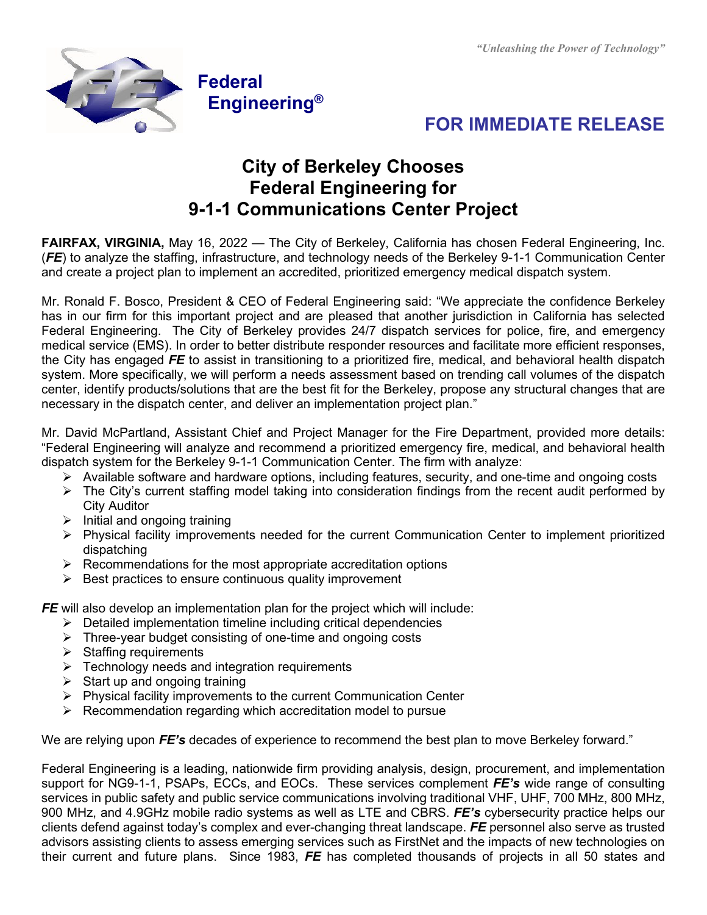*"Unleashing the Power of Technology"*

**Federal Engineering®**

## FOR IMMEDIATE RELEASE

# City of Berkeley Chooses Federal Engineering for 9-1-1 Communications Center Project

**FAIRFAX, VIRGINIA,** May 16, 2022 — The City of Berkeley, California has chosen Federal Engineering, Inc. (***FE***) to analyze the staffing, infrastructure, and technology needs of the Berkeley 9-1-1 Communication Center and create a project plan to implement an accredited, prioritized emergency medical dispatch system.

Mr. Ronald F. Bosco, President & CEO of Federal Engineering said: "We appreciate the confidence Berkeley has in our firm for this important project and are pleased that another jurisdiction in California has selected Federal Engineering. The City of Berkeley provides 24/7 dispatch services for police, fire, and emergency medical service (EMS). In order to better distribute responder resources and facilitate more efficient responses, the City has engaged ***FE*** to assist in transitioning to a prioritized fire, medical, and behavioral health dispatch system. More specifically, we will perform a needs assessment based on trending call volumes of the dispatch center, identify products/solutions that are the best fit for the Berkeley, propose any structural changes that are necessary in the dispatch center, and deliver an implementation project plan."

Mr. David McPartland, Assistant Chief and Project Manager for the Fire Department, provided more details: "Federal Engineering will analyze and recommend a prioritized emergency fire, medical, and behavioral health dispatch system for the Berkeley 9-1-1 Communication Center. The firm with analyze:

- Available software and hardware options, including features, security, and one-time and ongoing costs
- The City's current staffing model taking into consideration findings from the recent audit performed by City Auditor
- Initial and ongoing training
- Physical facility improvements needed for the current Communication Center to implement prioritized dispatching
- Recommendations for the most appropriate accreditation options
- Best practices to ensure continuous quality improvement

***FE*** will also develop an implementation plan for the project which will include:

- Detailed implementation timeline including critical dependencies
- Three-year budget consisting of one-time and ongoing costs
- Staffing requirements
- Technology needs and integration requirements
- Start up and ongoing training
- Physical facility improvements to the current Communication Center
- Recommendation regarding which accreditation model to pursue

We are relying upon ***FE's*** decades of experience to recommend the best plan to move Berkeley forward."

Federal Engineering is a leading, nationwide firm providing analysis, design, procurement, and implementation support for NG9-1-1, PSAPs, ECCs, and EOCs. These services complement ***FE's*** wide range of consulting services in public safety and public service communications involving traditional VHF, UHF, 700 MHz, 800 MHz, 900 MHz, and 4.9GHz mobile radio systems as well as LTE and CBRS. ***FE's*** cybersecurity practice helps our clients defend against today's complex and ever-changing threat landscape. ***FE*** personnel also serve as trusted advisors assisting clients to assess emerging services such as FirstNet and the impacts of new technologies on their current and future plans. Since 1983, ***FE*** has completed thousands of projects in all 50 states and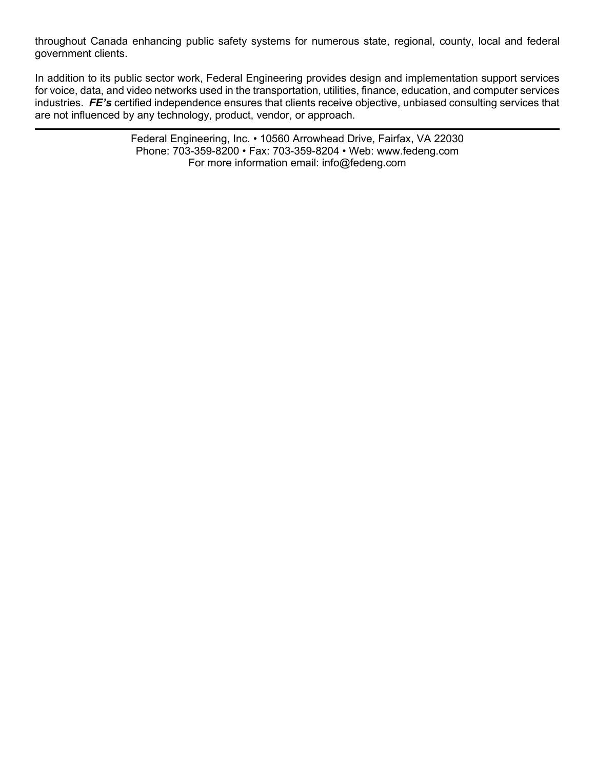throughout Canada enhancing public safety systems for numerous state, regional, county, local and federal government clients.

In addition to its public sector work, Federal Engineering provides design and implementation support services for voice, data, and video networks used in the transportation, utilities, finance, education, and computer services industries. ***FE's*** certified independence ensures that clients receive objective, unbiased consulting services that are not influenced by any technology, product, vendor, or approach.

---

Federal Engineering, Inc. • 10560 Arrowhead Drive, Fairfax, VA 22030
Phone: 703-359-8200 • Fax: 703-359-8204 • Web: www.fedeng.com
For more information email: info@fedeng.com